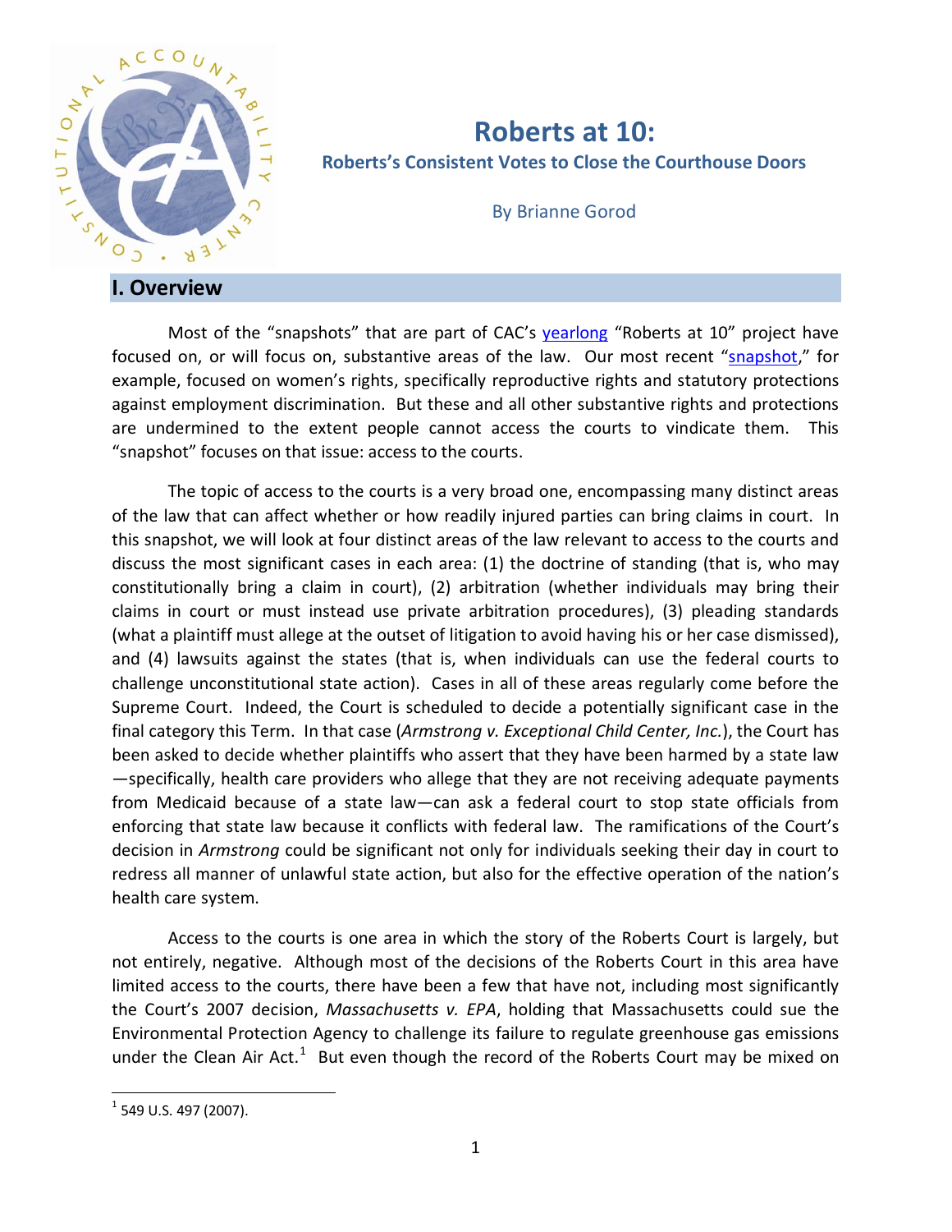# Roberts at 10:

## Roberts's Consistent Votes to Close the Courthouse Doors

By Brianne Gorod

## I. Overview

Most of the "snapshots" that are part of CAC's yearlong "Roberts at 10" project have focused on, or will focus on, substantive areas of the law. Our most recent "snapshot," for example, focused on women's rights, specifically reproductive rights and statutory protections against employment discrimination. But these and all other substantive rights and protections are undermined to the extent people cannot access the courts to vindicate them. This "snapshot" focuses on that issue: access to the courts.

The topic of access to the courts is a very broad one, encompassing many distinct areas of the law that can affect whether or how readily injured parties can bring claims in court. In this snapshot, we will look at four distinct areas of the law relevant to access to the courts and discuss the most significant cases in each area: (1) the doctrine of standing (that is, who may constitutionally bring a claim in court), (2) arbitration (whether individuals may bring their claims in court or must instead use private arbitration procedures), (3) pleading standards (what a plaintiff must allege at the outset of litigation to avoid having his or her case dismissed), and (4) lawsuits against the states (that is, when individuals can use the federal courts to challenge unconstitutional state action). Cases in all of these areas regularly come before the Supreme Court. Indeed, the Court is scheduled to decide a potentially significant case in the final category this Term. In that case (*Armstrong v. Exceptional Child Center, Inc.*), the Court has been asked to decide whether plaintiffs who assert that they have been harmed by a state law—specifically, health care providers who allege that they are not receiving adequate payments from Medicaid because of a state law—can ask a federal court to stop state officials from enforcing that state law because it conflicts with federal law. The ramifications of the Court's decision in *Armstrong* could be significant not only for individuals seeking their day in court to redress all manner of unlawful state action, but also for the effective operation of the nation's health care system.

Access to the courts is one area in which the story of the Roberts Court is largely, but not entirely, negative. Although most of the decisions of the Roberts Court in this area have limited access to the courts, there have been a few that have not, including most significantly the Court's 2007 decision, *Massachusetts v. EPA*, holding that Massachusetts could sue the Environmental Protection Agency to challenge its failure to regulate greenhouse gas emissions under the Clean Air Act.[1] But even though the record of the Roberts Court may be mixed on

[1] 549 U.S. 497 (2007).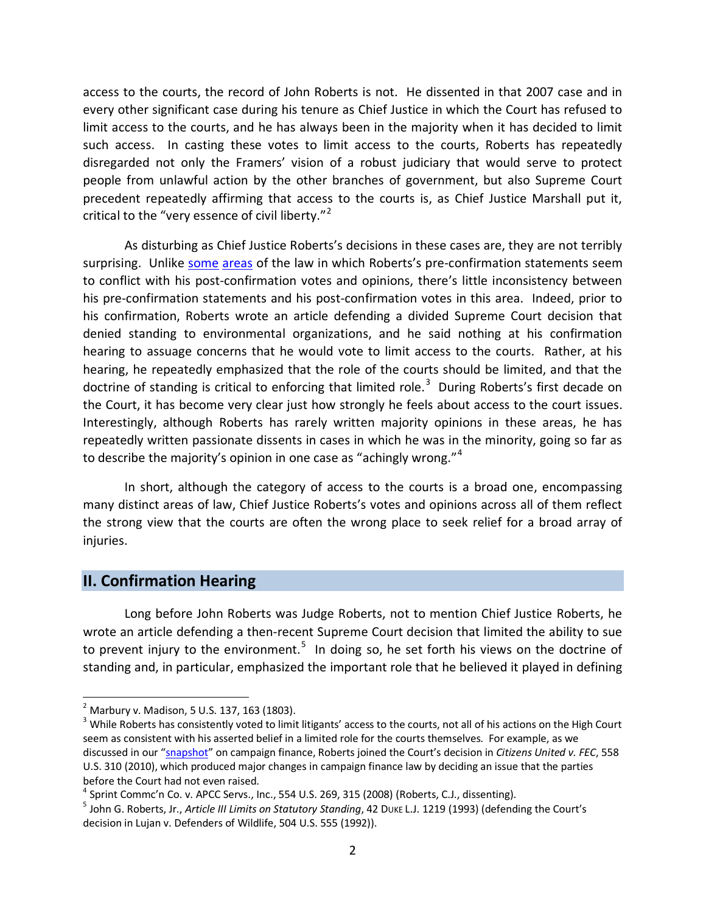access to the courts, the record of John Roberts is not. He dissented in that 2007 case and in every other significant case during his tenure as Chief Justice in which the Court has refused to limit access to the courts, and he has always been in the majority when it has decided to limit such access. In casting these votes to limit access to the courts, Roberts has repeatedly disregarded not only the Framers' vision of a robust judiciary that would serve to protect people from unlawful action by the other branches of government, but also Supreme Court precedent repeatedly affirming that access to the courts is, as Chief Justice Marshall put it, critical to the "very essence of civil liberty."[2]

As disturbing as Chief Justice Roberts's decisions in these cases are, they are not terribly surprising. Unlike some areas of the law in which Roberts's pre-confirmation statements seem to conflict with his post-confirmation votes and opinions, there's little inconsistency between his pre-confirmation statements and his post-confirmation votes in this area. Indeed, prior to his confirmation, Roberts wrote an article defending a divided Supreme Court decision that denied standing to environmental organizations, and he said nothing at his confirmation hearing to assuage concerns that he would vote to limit access to the courts. Rather, at his hearing, he repeatedly emphasized that the role of the courts should be limited, and that the doctrine of standing is critical to enforcing that limited role.[3] During Roberts's first decade on the Court, it has become very clear just how strongly he feels about access to the court issues. Interestingly, although Roberts has rarely written majority opinions in these areas, he has repeatedly written passionate dissents in cases in which he was in the minority, going so far as to describe the majority's opinion in one case as "achingly wrong."[4]

In short, although the category of access to the courts is a broad one, encompassing many distinct areas of law, Chief Justice Roberts's votes and opinions across all of them reflect the strong view that the courts are often the wrong place to seek relief for a broad array of injuries.

## II. Confirmation Hearing

Long before John Roberts was Judge Roberts, not to mention Chief Justice Roberts, he wrote an article defending a then-recent Supreme Court decision that limited the ability to sue to prevent injury to the environment.[5] In doing so, he set forth his views on the doctrine of standing and, in particular, emphasized the important role that he believed it played in defining

---

[2] Marbury v. Madison, 5 U.S. 137, 163 (1803).

[3] While Roberts has consistently voted to limit litigants' access to the courts, not all of his actions on the High Court seem as consistent with his asserted belief in a limited role for the courts themselves. For example, as we discussed in our "snapshot" on campaign finance, Roberts joined the Court's decision in *Citizens United v. FEC*, 558 U.S. 310 (2010), which produced major changes in campaign finance law by deciding an issue that the parties before the Court had not even raised.

[4] Sprint Commc'n Co. v. APCC Servs., Inc., 554 U.S. 269, 315 (2008) (Roberts, C.J., dissenting).

[5] John G. Roberts, Jr., *Article III Limits on Statutory Standing*, 42 DUKE L.J. 1219 (1993) (defending the Court's decision in Lujan v. Defenders of Wildlife, 504 U.S. 555 (1992)).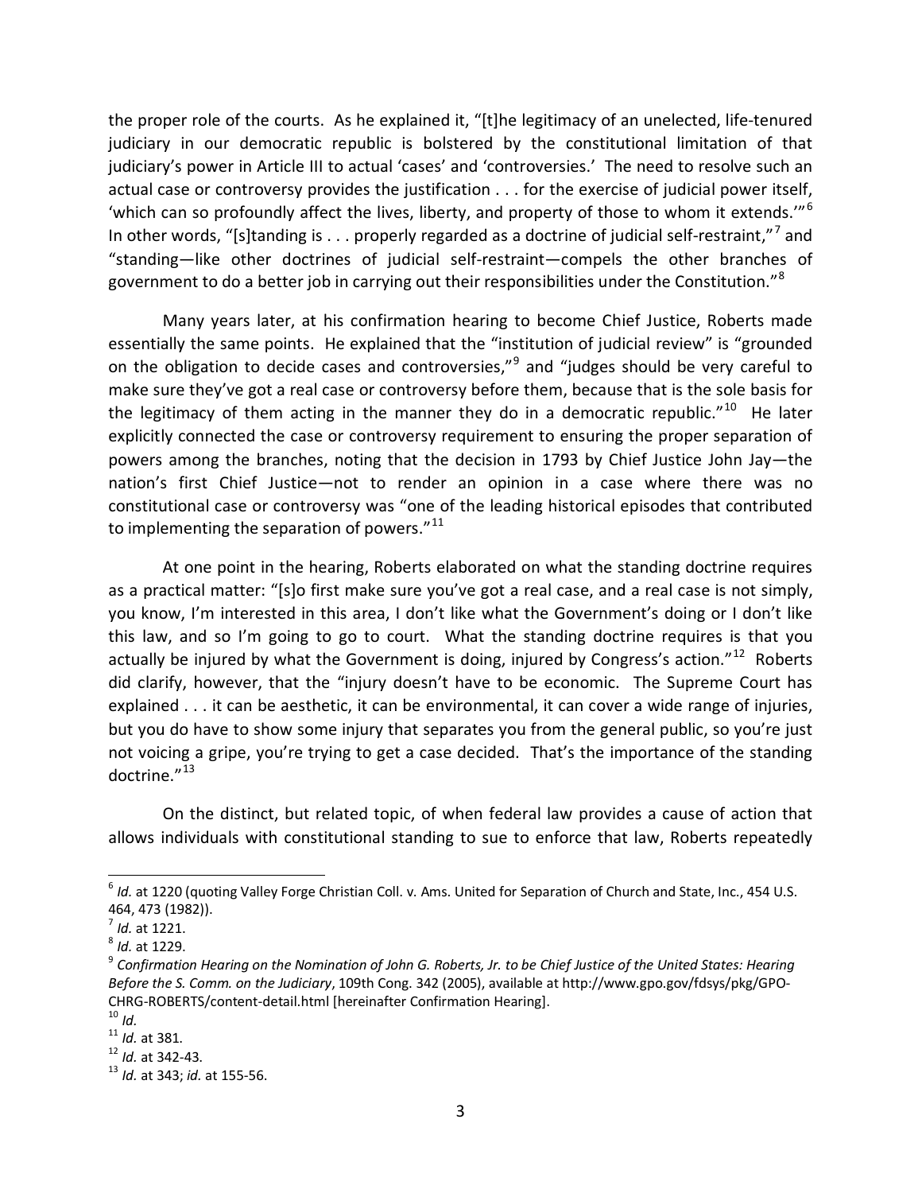the proper role of the courts. As he explained it, "[t]he legitimacy of an unelected, life-tenured judiciary in our democratic republic is bolstered by the constitutional limitation of that judiciary's power in Article III to actual 'cases' and 'controversies.' The need to resolve such an actual case or controversy provides the justification . . . for the exercise of judicial power itself, 'which can so profoundly affect the lives, liberty, and property of those to whom it extends.'"[6] In other words, "[s]tanding is . . . properly regarded as a doctrine of judicial self-restraint,"[7] and "standing—like other doctrines of judicial self-restraint—compels the other branches of government to do a better job in carrying out their responsibilities under the Constitution."[8]

Many years later, at his confirmation hearing to become Chief Justice, Roberts made essentially the same points. He explained that the "institution of judicial review" is "grounded on the obligation to decide cases and controversies,"[9] and "judges should be very careful to make sure they've got a real case or controversy before them, because that is the sole basis for the legitimacy of them acting in the manner they do in a democratic republic."[10] He later explicitly connected the case or controversy requirement to ensuring the proper separation of powers among the branches, noting that the decision in 1793 by Chief Justice John Jay—the nation's first Chief Justice—not to render an opinion in a case where there was no constitutional case or controversy was "one of the leading historical episodes that contributed to implementing the separation of powers."[11]

At one point in the hearing, Roberts elaborated on what the standing doctrine requires as a practical matter: "[s]o first make sure you've got a real case, and a real case is not simply, you know, I'm interested in this area, I don't like what the Government's doing or I don't like this law, and so I'm going to go to court. What the standing doctrine requires is that you actually be injured by what the Government is doing, injured by Congress's action."[12] Roberts did clarify, however, that the "injury doesn't have to be economic. The Supreme Court has explained . . . it can be aesthetic, it can be environmental, it can cover a wide range of injuries, but you do have to show some injury that separates you from the general public, so you're just not voicing a gripe, you're trying to get a case decided. That's the importance of the standing doctrine."[13]

On the distinct, but related topic, of when federal law provides a cause of action that allows individuals with constitutional standing to sue to enforce that law, Roberts repeatedly

---

[6] *Id.* at 1220 (quoting Valley Forge Christian Coll. v. Ams. United for Separation of Church and State, Inc., 454 U.S. 464, 473 (1982)).

[7] *Id.* at 1221.

[8] *Id.* at 1229.

[9] *Confirmation Hearing on the Nomination of John G. Roberts, Jr. to be Chief Justice of the United States: Hearing Before the S. Comm. on the Judiciary*, 109th Cong. 342 (2005), available at http://www.gpo.gov/fdsys/pkg/GPO-CHRG-ROBERTS/content-detail.html [hereinafter Confirmation Hearing].

[10] *Id.*

[11] *Id.* at 381.

[12] *Id.* at 342-43.

[13] *Id.* at 343; *id.* at 155-56.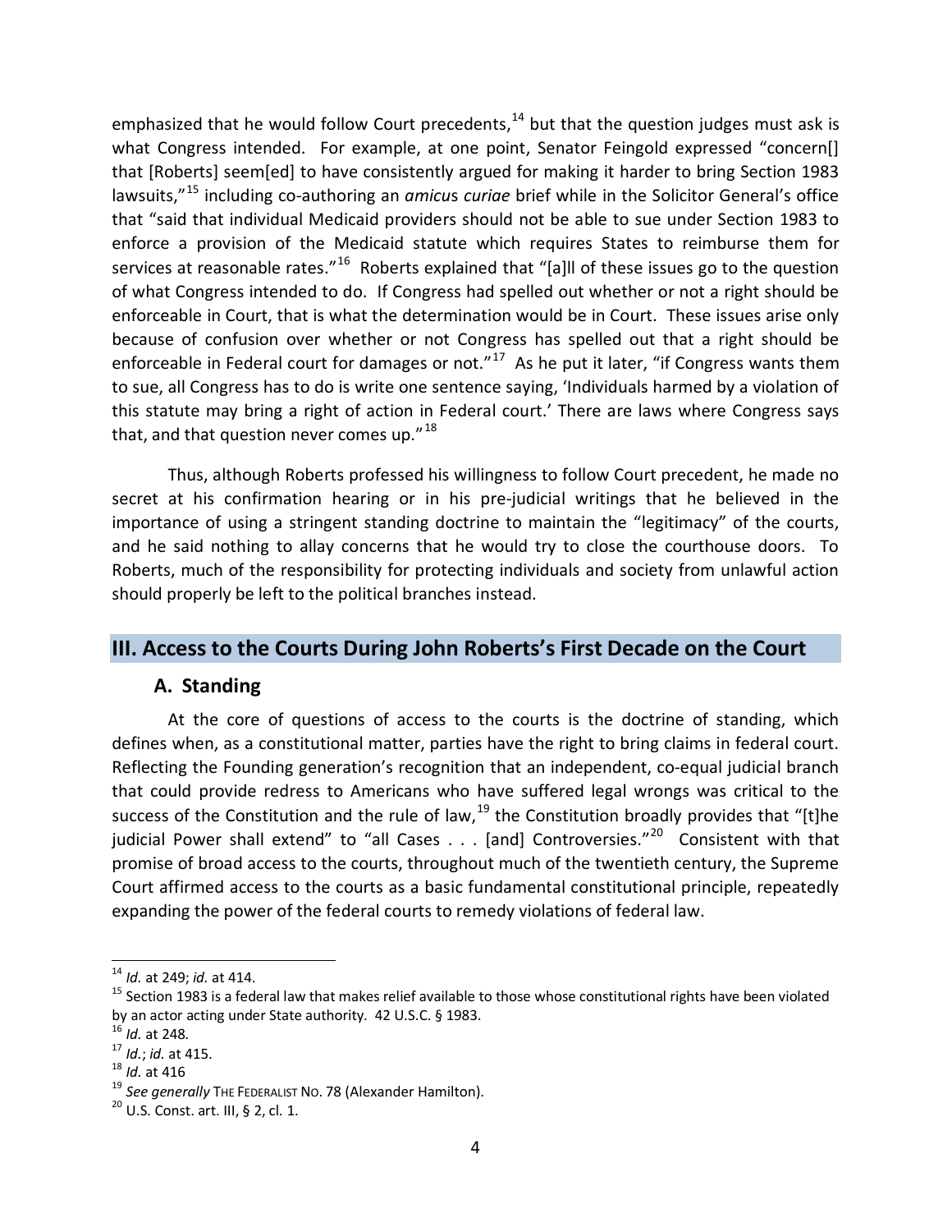emphasized that he would follow Court precedents,[14] but that the question judges must ask is what Congress intended. For example, at one point, Senator Feingold expressed "concern[] that [Roberts] seem[ed] to have consistently argued for making it harder to bring Section 1983 lawsuits,"[15] including co-authoring an *amicus curiae* brief while in the Solicitor General's office that "said that individual Medicaid providers should not be able to sue under Section 1983 to enforce a provision of the Medicaid statute which requires States to reimburse them for services at reasonable rates."[16] Roberts explained that "[a]ll of these issues go to the question of what Congress intended to do. If Congress had spelled out whether or not a right should be enforceable in Court, that is what the determination would be in Court. These issues arise only because of confusion over whether or not Congress has spelled out that a right should be enforceable in Federal court for damages or not."[17] As he put it later, "if Congress wants them to sue, all Congress has to do is write one sentence saying, 'Individuals harmed by a violation of this statute may bring a right of action in Federal court.' There are laws where Congress says that, and that question never comes up."[18]

Thus, although Roberts professed his willingness to follow Court precedent, he made no secret at his confirmation hearing or in his pre-judicial writings that he believed in the importance of using a stringent standing doctrine to maintain the "legitimacy" of the courts, and he said nothing to allay concerns that he would try to close the courthouse doors. To Roberts, much of the responsibility for protecting individuals and society from unlawful action should properly be left to the political branches instead.

## III. Access to the Courts During John Roberts's First Decade on the Court

### A. Standing

At the core of questions of access to the courts is the doctrine of standing, which defines when, as a constitutional matter, parties have the right to bring claims in federal court. Reflecting the Founding generation's recognition that an independent, co-equal judicial branch that could provide redress to Americans who have suffered legal wrongs was critical to the success of the Constitution and the rule of law,[19] the Constitution broadly provides that "[t]he judicial Power shall extend" to "all Cases . . . [and] Controversies."[20] Consistent with that promise of broad access to the courts, throughout much of the twentieth century, the Supreme Court affirmed access to the courts as a basic fundamental constitutional principle, repeatedly expanding the power of the federal courts to remedy violations of federal law.

---

[14] *Id.* at 249; *id.* at 414.

[15] Section 1983 is a federal law that makes relief available to those whose constitutional rights have been violated by an actor acting under State authority. 42 U.S.C. § 1983.

[16] *Id.* at 248.

[17] *Id.*; *id.* at 415.

[18] *Id.* at 416

[19] *See generally* THE FEDERALIST NO. 78 (Alexander Hamilton).

[20] U.S. Const. art. III, § 2, cl. 1.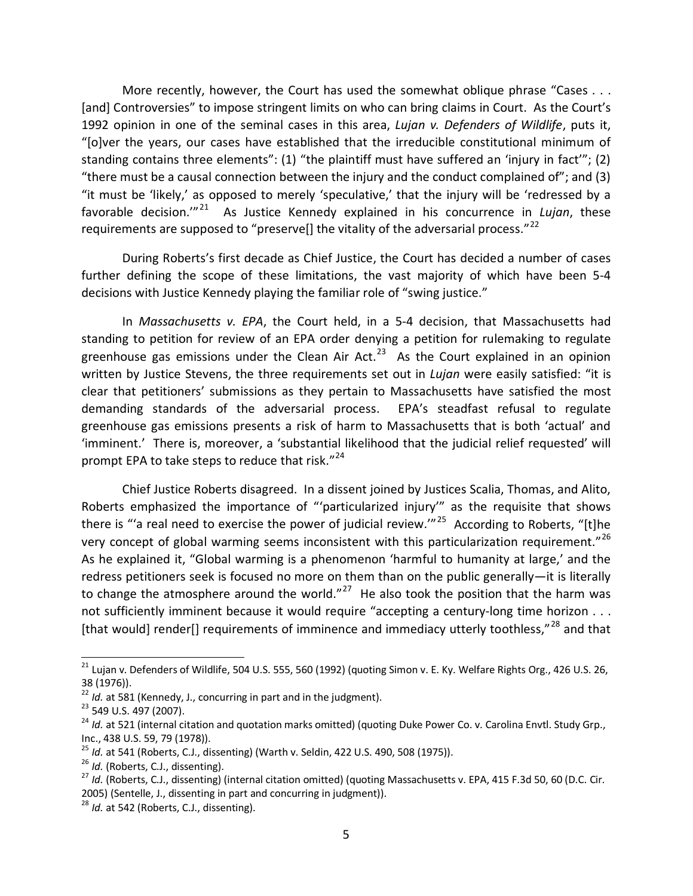More recently, however, the Court has used the somewhat oblique phrase "Cases . . . [and] Controversies" to impose stringent limits on who can bring claims in Court. As the Court's 1992 opinion in one of the seminal cases in this area, *Lujan v. Defenders of Wildlife*, puts it, "[o]ver the years, our cases have established that the irreducible constitutional minimum of standing contains three elements": (1) "the plaintiff must have suffered an 'injury in fact'"; (2) "there must be a causal connection between the injury and the conduct complained of"; and (3) "it must be 'likely,' as opposed to merely 'speculative,' that the injury will be 'redressed by a favorable decision.'"[21] As Justice Kennedy explained in his concurrence in *Lujan*, these requirements are supposed to "preserve[] the vitality of the adversarial process."[22]

During Roberts's first decade as Chief Justice, the Court has decided a number of cases further defining the scope of these limitations, the vast majority of which have been 5-4 decisions with Justice Kennedy playing the familiar role of "swing justice."

In *Massachusetts v. EPA*, the Court held, in a 5-4 decision, that Massachusetts had standing to petition for review of an EPA order denying a petition for rulemaking to regulate greenhouse gas emissions under the Clean Air Act.[23] As the Court explained in an opinion written by Justice Stevens, the three requirements set out in *Lujan* were easily satisfied: "it is clear that petitioners' submissions as they pertain to Massachusetts have satisfied the most demanding standards of the adversarial process. EPA's steadfast refusal to regulate greenhouse gas emissions presents a risk of harm to Massachusetts that is both 'actual' and 'imminent.' There is, moreover, a 'substantial likelihood that the judicial relief requested' will prompt EPA to take steps to reduce that risk."[24]

Chief Justice Roberts disagreed. In a dissent joined by Justices Scalia, Thomas, and Alito, Roberts emphasized the importance of "'particularized injury'" as the requisite that shows there is "'a real need to exercise the power of judicial review.'"[25] According to Roberts, "[t]he very concept of global warming seems inconsistent with this particularization requirement."[26] As he explained it, "Global warming is a phenomenon 'harmful to humanity at large,' and the redress petitioners seek is focused no more on them than on the public generally—it is literally to change the atmosphere around the world."[27] He also took the position that the harm was not sufficiently imminent because it would require "accepting a century-long time horizon . . . [that would] render[] requirements of imminence and immediacy utterly toothless,"[28] and that

---

[21] Lujan v. Defenders of Wildlife, 504 U.S. 555, 560 (1992) (quoting Simon v. E. Ky. Welfare Rights Org., 426 U.S. 26, 38 (1976)).

[22] *Id.* at 581 (Kennedy, J., concurring in part and in the judgment).

[23] 549 U.S. 497 (2007).

[24] *Id.* at 521 (internal citation and quotation marks omitted) (quoting Duke Power Co. v. Carolina Envtl. Study Grp., Inc., 438 U.S. 59, 79 (1978)).

[25] *Id.* at 541 (Roberts, C.J., dissenting) (Warth v. Seldin, 422 U.S. 490, 508 (1975)).

[26] *Id.* (Roberts, C.J., dissenting).

[27] *Id.* (Roberts, C.J., dissenting) (internal citation omitted) (quoting Massachusetts v. EPA, 415 F.3d 50, 60 (D.C. Cir. 2005) (Sentelle, J., dissenting in part and concurring in judgment)).

[28] *Id.* at 542 (Roberts, C.J., dissenting).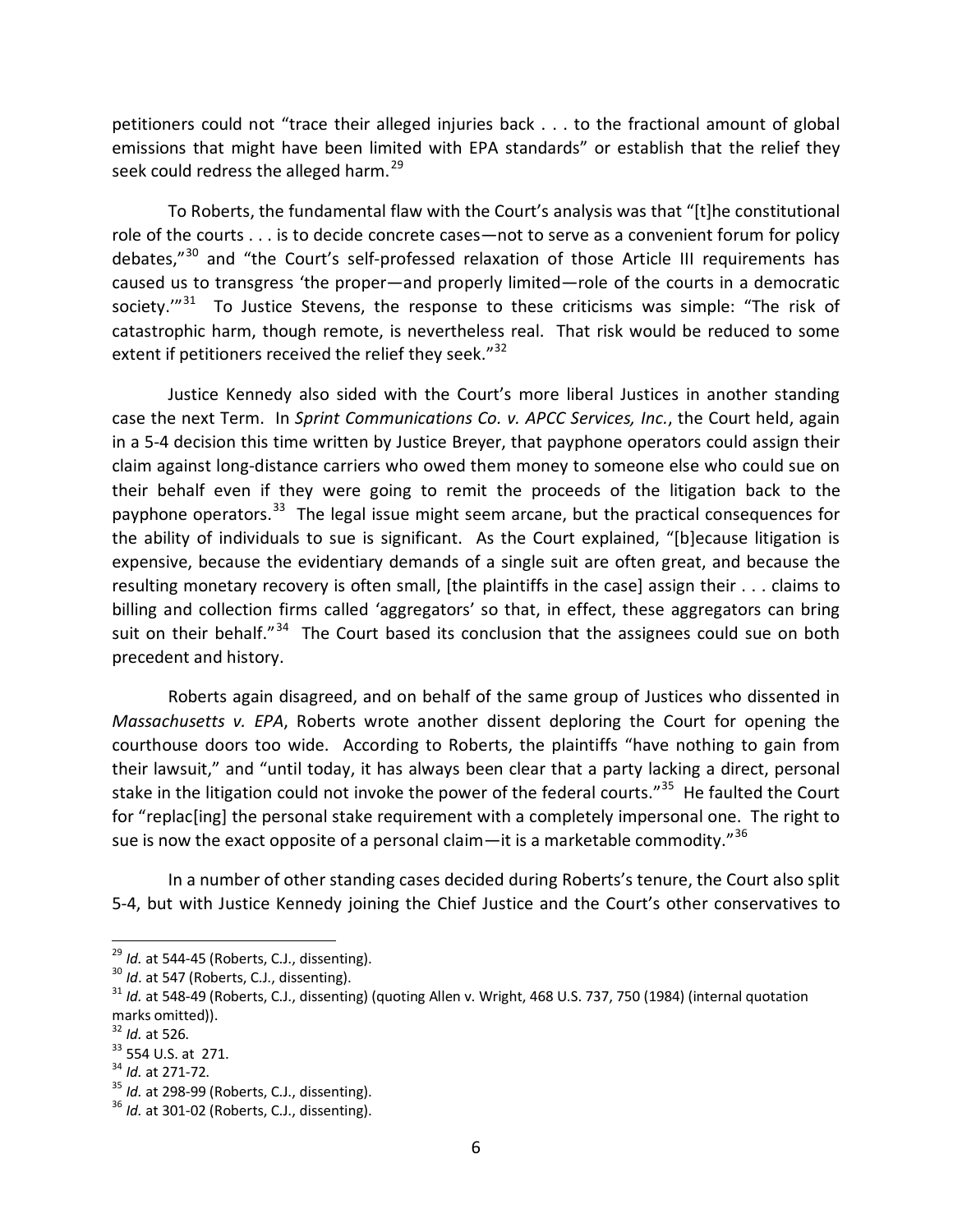petitioners could not "trace their alleged injuries back . . . to the fractional amount of global emissions that might have been limited with EPA standards" or establish that the relief they seek could redress the alleged harm.[29]

To Roberts, the fundamental flaw with the Court's analysis was that "[t]he constitutional role of the courts . . . is to decide concrete cases—not to serve as a convenient forum for policy debates,"[30] and "the Court's self-professed relaxation of those Article III requirements has caused us to transgress 'the proper—and properly limited—role of the courts in a democratic society.'"[31] To Justice Stevens, the response to these criticisms was simple: "The risk of catastrophic harm, though remote, is nevertheless real. That risk would be reduced to some extent if petitioners received the relief they seek."[32]

Justice Kennedy also sided with the Court's more liberal Justices in another standing case the next Term. In *Sprint Communications Co. v. APCC Services, Inc.*, the Court held, again in a 5-4 decision this time written by Justice Breyer, that payphone operators could assign their claim against long-distance carriers who owed them money to someone else who could sue on their behalf even if they were going to remit the proceeds of the litigation back to the payphone operators.[33] The legal issue might seem arcane, but the practical consequences for the ability of individuals to sue is significant. As the Court explained, "[b]ecause litigation is expensive, because the evidentiary demands of a single suit are often great, and because the resulting monetary recovery is often small, [the plaintiffs in the case] assign their . . . claims to billing and collection firms called 'aggregators' so that, in effect, these aggregators can bring suit on their behalf."[34] The Court based its conclusion that the assignees could sue on both precedent and history.

Roberts again disagreed, and on behalf of the same group of Justices who dissented in *Massachusetts v. EPA*, Roberts wrote another dissent deploring the Court for opening the courthouse doors too wide. According to Roberts, the plaintiffs "have nothing to gain from their lawsuit," and "until today, it has always been clear that a party lacking a direct, personal stake in the litigation could not invoke the power of the federal courts."[35] He faulted the Court for "replac[ing] the personal stake requirement with a completely impersonal one. The right to sue is now the exact opposite of a personal claim—it is a marketable commodity."[36]

In a number of other standing cases decided during Roberts's tenure, the Court also split 5-4, but with Justice Kennedy joining the Chief Justice and the Court's other conservatives to

---

[29] *Id.* at 544-45 (Roberts, C.J., dissenting).

[30] *Id*. at 547 (Roberts, C.J., dissenting).

[31] *Id.* at 548-49 (Roberts, C.J., dissenting) (quoting Allen v. Wright, 468 U.S. 737, 750 (1984) (internal quotation marks omitted)).

[32] *Id.* at 526.

[33] 554 U.S. at 271.

[34] *Id.* at 271-72.

[35] *Id.* at 298-99 (Roberts, C.J., dissenting).

[36] *Id.* at 301-02 (Roberts, C.J., dissenting).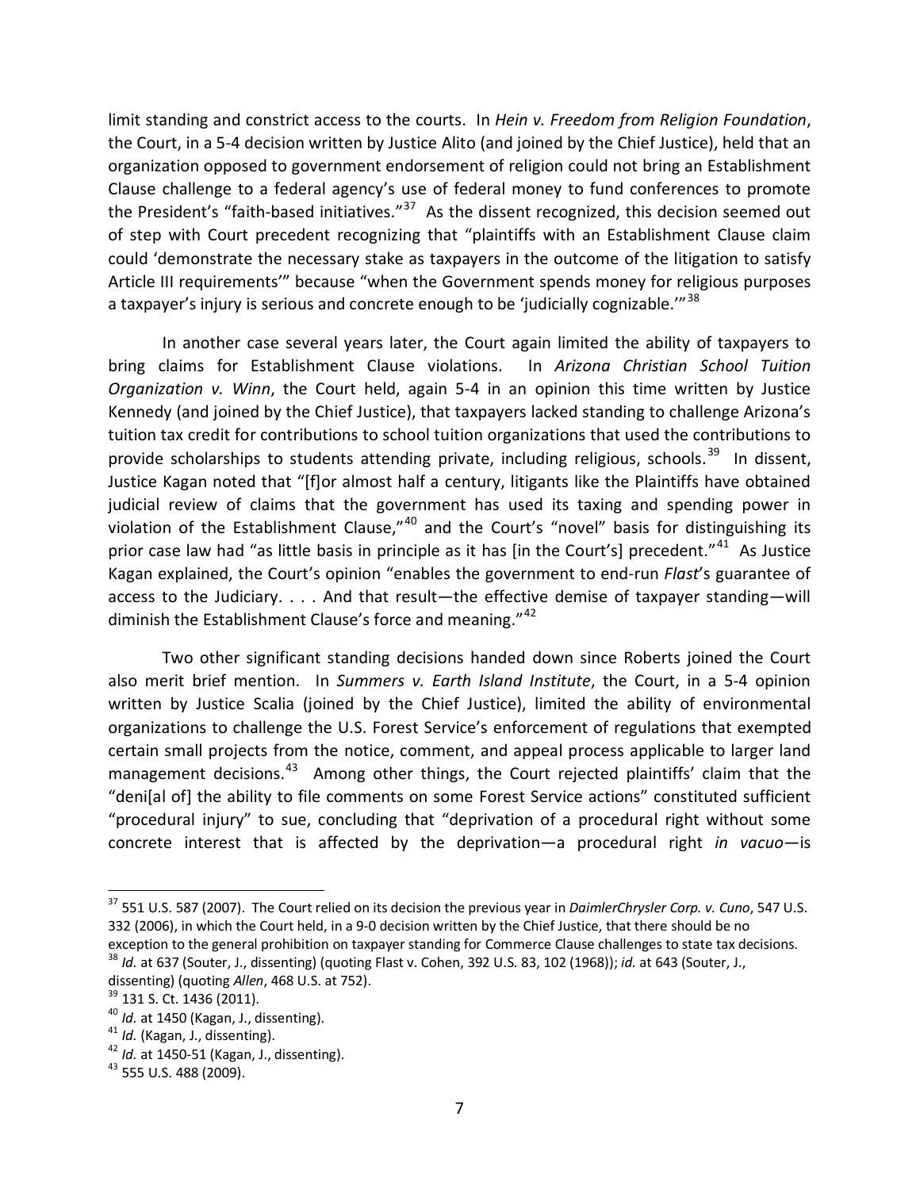limit standing and constrict access to the courts. In *Hein v. Freedom from Religion Foundation*, the Court, in a 5-4 decision written by Justice Alito (and joined by the Chief Justice), held that an organization opposed to government endorsement of religion could not bring an Establishment Clause challenge to a federal agency's use of federal money to fund conferences to promote the President's "faith-based initiatives."[37] As the dissent recognized, this decision seemed out of step with Court precedent recognizing that "plaintiffs with an Establishment Clause claim could 'demonstrate the necessary stake as taxpayers in the outcome of the litigation to satisfy Article III requirements'" because "when the Government spends money for religious purposes a taxpayer's injury is serious and concrete enough to be 'judicially cognizable.'"[38]

In another case several years later, the Court again limited the ability of taxpayers to bring claims for Establishment Clause violations. In *Arizona Christian School Tuition Organization v. Winn*, the Court held, again 5-4 in an opinion this time written by Justice Kennedy (and joined by the Chief Justice), that taxpayers lacked standing to challenge Arizona's tuition tax credit for contributions to school tuition organizations that used the contributions to provide scholarships to students attending private, including religious, schools.[39] In dissent, Justice Kagan noted that "[f]or almost half a century, litigants like the Plaintiffs have obtained judicial review of claims that the government has used its taxing and spending power in violation of the Establishment Clause,"[40] and the Court's "novel" basis for distinguishing its prior case law had "as little basis in principle as it has [in the Court's] precedent."[41] As Justice Kagan explained, the Court's opinion "enables the government to end-run *Flast*'s guarantee of access to the Judiciary. . . . And that result—the effective demise of taxpayer standing—will diminish the Establishment Clause's force and meaning."[42]

Two other significant standing decisions handed down since Roberts joined the Court also merit brief mention. In *Summers v. Earth Island Institute*, the Court, in a 5-4 opinion written by Justice Scalia (joined by the Chief Justice), limited the ability of environmental organizations to challenge the U.S. Forest Service's enforcement of regulations that exempted certain small projects from the notice, comment, and appeal process applicable to larger land management decisions.[43] Among other things, the Court rejected plaintiffs' claim that the "deni[al of] the ability to file comments on some Forest Service actions" constituted sufficient "procedural injury" to sue, concluding that "deprivation of a procedural right without some concrete interest that is affected by the deprivation—a procedural right *in vacuo*—is

---

[37] 551 U.S. 587 (2007). The Court relied on its decision the previous year in *DaimlerChrysler Corp. v. Cuno*, 547 U.S. 332 (2006), in which the Court held, in a 9-0 decision written by the Chief Justice, that there should be no exception to the general prohibition on taxpayer standing for Commerce Clause challenges to state tax decisions.

[38] *Id.* at 637 (Souter, J., dissenting) (quoting Flast v. Cohen, 392 U.S. 83, 102 (1968)); *id.* at 643 (Souter, J., dissenting) (quoting *Allen*, 468 U.S. at 752).

[39] 131 S. Ct. 1436 (2011).

[40] *Id.* at 1450 (Kagan, J., dissenting).

[41] *Id.* (Kagan, J., dissenting).

[42] *Id.* at 1450-51 (Kagan, J., dissenting).

[43] 555 U.S. 488 (2009).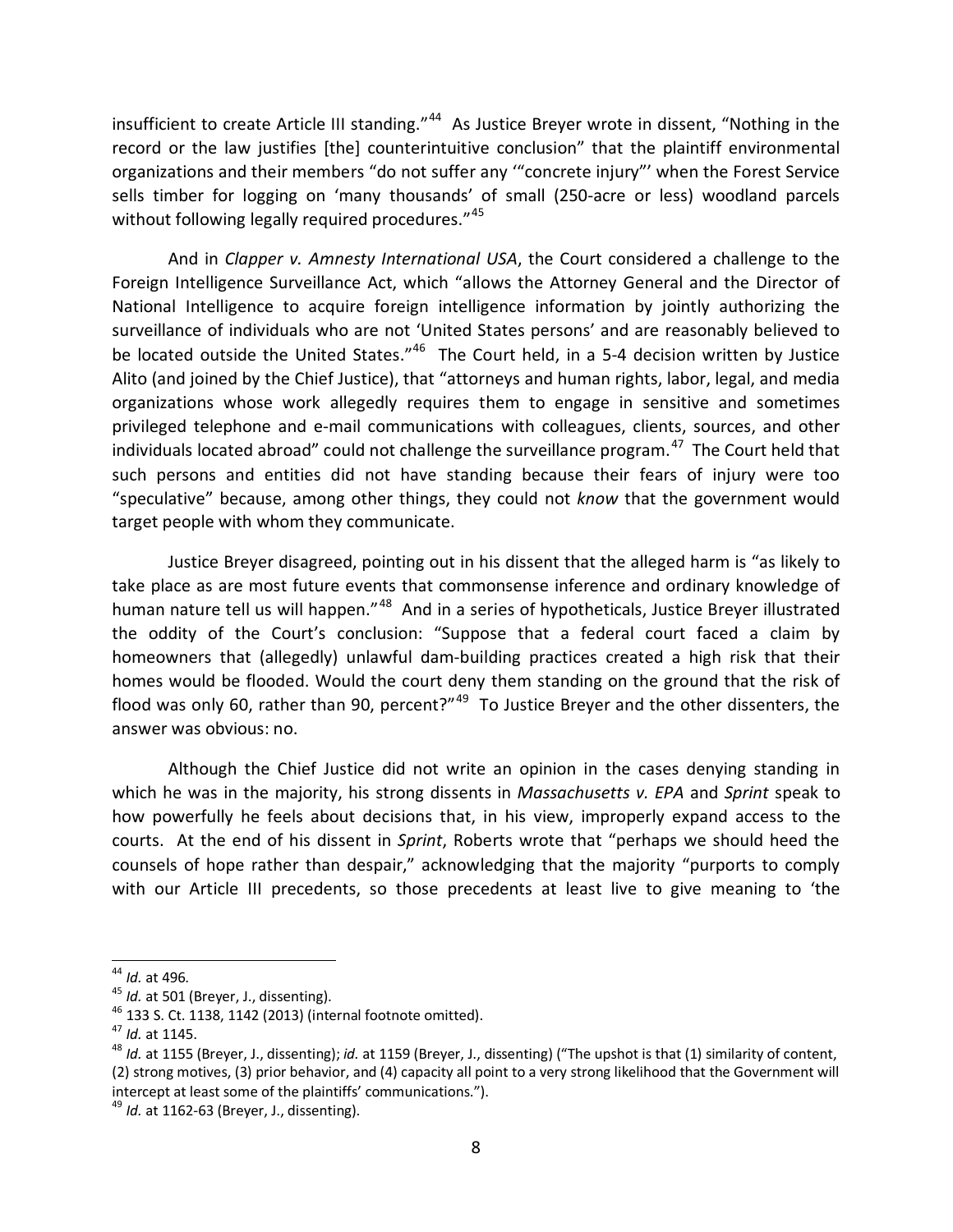insufficient to create Article III standing."[44] As Justice Breyer wrote in dissent, "Nothing in the record or the law justifies [the] counterintuitive conclusion" that the plaintiff environmental organizations and their members "do not suffer any '"concrete injury"' when the Forest Service sells timber for logging on 'many thousands' of small (250-acre or less) woodland parcels without following legally required procedures."[45]

And in *Clapper v. Amnesty International USA*, the Court considered a challenge to the Foreign Intelligence Surveillance Act, which "allows the Attorney General and the Director of National Intelligence to acquire foreign intelligence information by jointly authorizing the surveillance of individuals who are not 'United States persons' and are reasonably believed to be located outside the United States."[46] The Court held, in a 5-4 decision written by Justice Alito (and joined by the Chief Justice), that "attorneys and human rights, labor, legal, and media organizations whose work allegedly requires them to engage in sensitive and sometimes privileged telephone and e-mail communications with colleagues, clients, sources, and other individuals located abroad" could not challenge the surveillance program.[47] The Court held that such persons and entities did not have standing because their fears of injury were too "speculative" because, among other things, they could not *know* that the government would target people with whom they communicate.

Justice Breyer disagreed, pointing out in his dissent that the alleged harm is "as likely to take place as are most future events that commonsense inference and ordinary knowledge of human nature tell us will happen."[48] And in a series of hypotheticals, Justice Breyer illustrated the oddity of the Court's conclusion: "Suppose that a federal court faced a claim by homeowners that (allegedly) unlawful dam-building practices created a high risk that their homes would be flooded. Would the court deny them standing on the ground that the risk of flood was only 60, rather than 90, percent?"[49] To Justice Breyer and the other dissenters, the answer was obvious: no.

Although the Chief Justice did not write an opinion in the cases denying standing in which he was in the majority, his strong dissents in *Massachusetts v. EPA* and *Sprint* speak to how powerfully he feels about decisions that, in his view, improperly expand access to the courts. At the end of his dissent in *Sprint*, Roberts wrote that "perhaps we should heed the counsels of hope rather than despair," acknowledging that the majority "purports to comply with our Article III precedents, so those precedents at least live to give meaning to 'the

---

[44] *Id.* at 496.

[45] *Id.* at 501 (Breyer, J., dissenting).

[46] 133 S. Ct. 1138, 1142 (2013) (internal footnote omitted).

[47] *Id.* at 1145.

[48] *Id.* at 1155 (Breyer, J., dissenting); *id.* at 1159 (Breyer, J., dissenting) ("The upshot is that (1) similarity of content, (2) strong motives, (3) prior behavior, and (4) capacity all point to a very strong likelihood that the Government will intercept at least some of the plaintiffs' communications.").

[49] *Id.* at 1162-63 (Breyer, J., dissenting).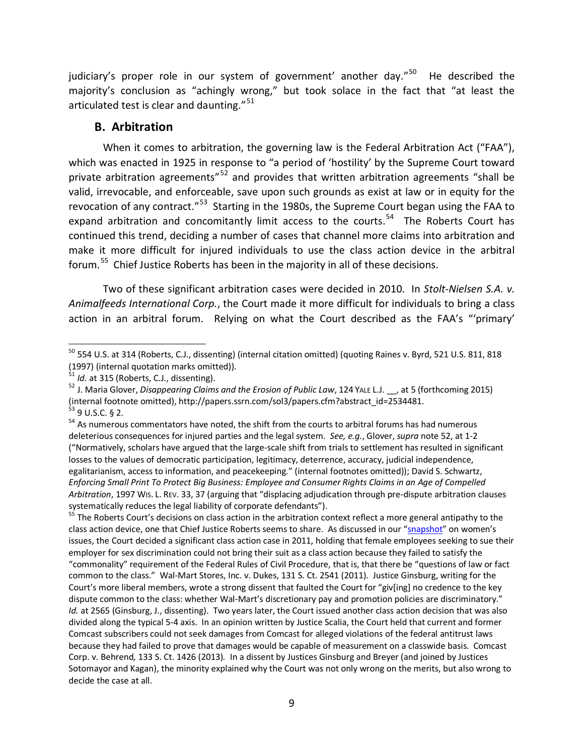judiciary's proper role in our system of government' another day."[50] He described the majority's conclusion as "achingly wrong," but took solace in the fact that "at least the articulated test is clear and daunting."[51]

## B. Arbitration

When it comes to arbitration, the governing law is the Federal Arbitration Act ("FAA"), which was enacted in 1925 in response to "a period of 'hostility' by the Supreme Court toward private arbitration agreements"[52] and provides that written arbitration agreements "shall be valid, irrevocable, and enforceable, save upon such grounds as exist at law or in equity for the revocation of any contract."[53] Starting in the 1980s, the Supreme Court began using the FAA to expand arbitration and concomitantly limit access to the courts.[54] The Roberts Court has continued this trend, deciding a number of cases that channel more claims into arbitration and make it more difficult for injured individuals to use the class action device in the arbitral forum.[55] Chief Justice Roberts has been in the majority in all of these decisions.

Two of these significant arbitration cases were decided in 2010. In *Stolt-Nielsen S.A. v. Animalfeeds International Corp.*, the Court made it more difficult for individuals to bring a class action in an arbitral forum. Relying on what the Court described as the FAA's "'primary'

---

[50] 554 U.S. at 314 (Roberts, C.J., dissenting) (internal citation omitted) (quoting Raines v. Byrd, 521 U.S. 811, 818 (1997) (internal quotation marks omitted)).

[51] *Id.* at 315 (Roberts, C.J., dissenting).

[52] J. Maria Glover, *Disappearing Claims and the Erosion of Public Law*, 124 YALE L.J. __, at 5 (forthcoming 2015) (internal footnote omitted), http://papers.ssrn.com/sol3/papers.cfm?abstract_id=2534481.

[53] 9 U.S.C. § 2.

[54] As numerous commentators have noted, the shift from the courts to arbitral forums has had numerous deleterious consequences for injured parties and the legal system. *See, e.g.*, Glover, *supra* note 52, at 1-2 ("Normatively, scholars have argued that the large-scale shift from trials to settlement has resulted in significant losses to the values of democratic participation, legitimacy, deterrence, accuracy, judicial independence, egalitarianism, access to information, and peacekeeping." (internal footnotes omitted)); David S. Schwartz, *Enforcing Small Print To Protect Big Business: Employee and Consumer Rights Claims in an Age of Compelled Arbitration*, 1997 WIS. L. REV. 33, 37 (arguing that "displacing adjudication through pre-dispute arbitration clauses systematically reduces the legal liability of corporate defendants").

[55] The Roberts Court's decisions on class action in the arbitration context reflect a more general antipathy to the class action device, one that Chief Justice Roberts seems to share. As discussed in our "snapshot" on women's issues, the Court decided a significant class action case in 2011, holding that female employees seeking to sue their employer for sex discrimination could not bring their suit as a class action because they failed to satisfy the "commonality" requirement of the Federal Rules of Civil Procedure, that is, that there be "questions of law or fact common to the class." Wal-Mart Stores, Inc. v. Dukes, 131 S. Ct. 2541 (2011). Justice Ginsburg, writing for the Court's more liberal members, wrote a strong dissent that faulted the Court for "giv[ing] no credence to the key dispute common to the class: whether Wal-Mart's discretionary pay and promotion policies are discriminatory." *Id.* at 2565 (Ginsburg, J., dissenting). Two years later, the Court issued another class action decision that was also divided along the typical 5-4 axis. In an opinion written by Justice Scalia, the Court held that current and former Comcast subscribers could not seek damages from Comcast for alleged violations of the federal antitrust laws because they had failed to prove that damages would be capable of measurement on a classwide basis. Comcast Corp. v. Behrend*,* 133 S. Ct. 1426 (2013)*.* In a dissent by Justices Ginsburg and Breyer (and joined by Justices Sotomayor and Kagan), the minority explained why the Court was not only wrong on the merits, but also wrong to decide the case at all.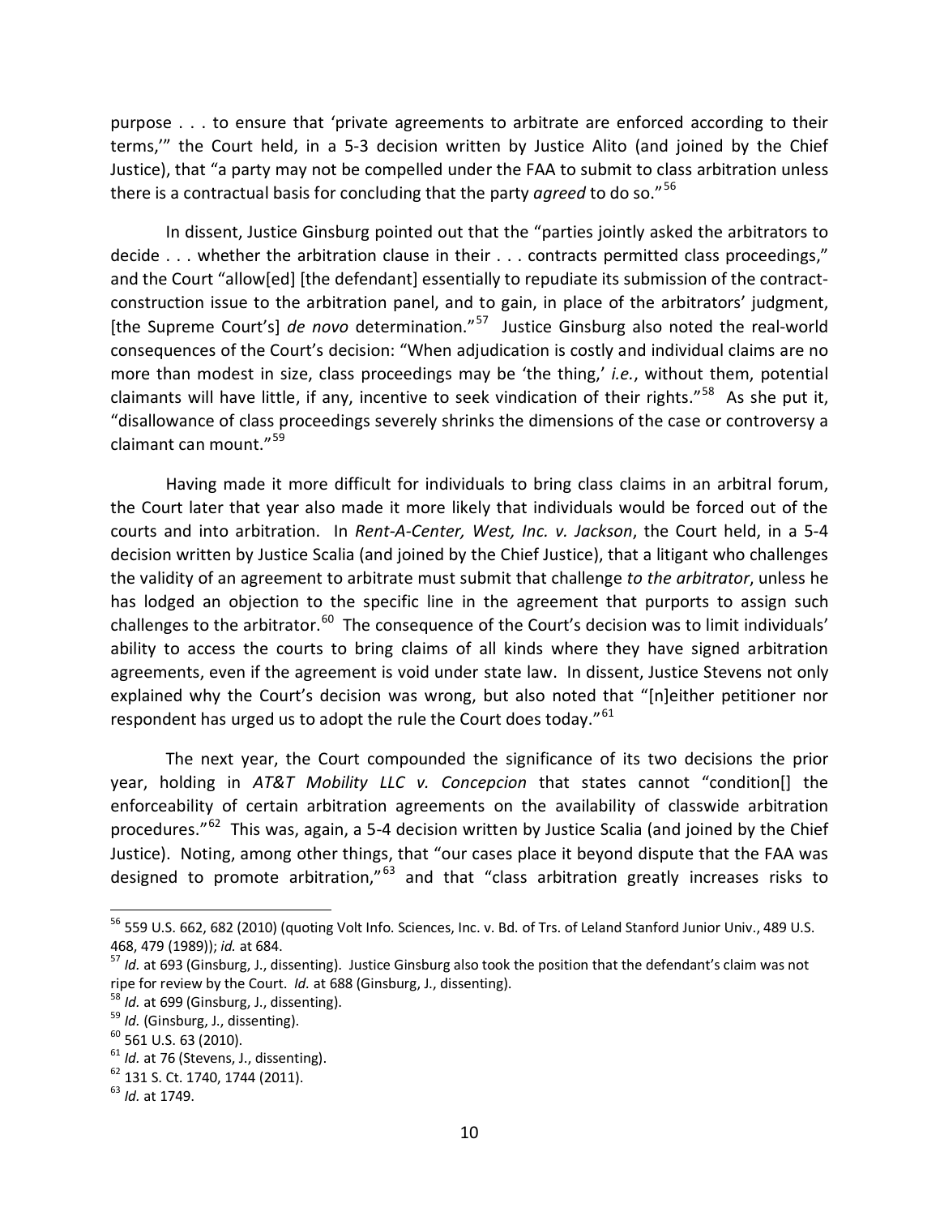purpose . . . to ensure that 'private agreements to arbitrate are enforced according to their terms,'" the Court held, in a 5-3 decision written by Justice Alito (and joined by the Chief Justice), that "a party may not be compelled under the FAA to submit to class arbitration unless there is a contractual basis for concluding that the party *agreed* to do so."[56]

In dissent, Justice Ginsburg pointed out that the "parties jointly asked the arbitrators to decide . . . whether the arbitration clause in their . . . contracts permitted class proceedings," and the Court "allow[ed] [the defendant] essentially to repudiate its submission of the contract-construction issue to the arbitration panel, and to gain, in place of the arbitrators' judgment, [the Supreme Court's] *de novo* determination."[57] Justice Ginsburg also noted the real-world consequences of the Court's decision: "When adjudication is costly and individual claims are no more than modest in size, class proceedings may be 'the thing,' *i.e.*, without them, potential claimants will have little, if any, incentive to seek vindication of their rights."[58] As she put it, "disallowance of class proceedings severely shrinks the dimensions of the case or controversy a claimant can mount."[59]

Having made it more difficult for individuals to bring class claims in an arbitral forum, the Court later that year also made it more likely that individuals would be forced out of the courts and into arbitration. In *Rent-A-Center, West, Inc. v. Jackson*, the Court held, in a 5-4 decision written by Justice Scalia (and joined by the Chief Justice), that a litigant who challenges the validity of an agreement to arbitrate must submit that challenge *to the arbitrator*, unless he has lodged an objection to the specific line in the agreement that purports to assign such challenges to the arbitrator.[60] The consequence of the Court's decision was to limit individuals' ability to access the courts to bring claims of all kinds where they have signed arbitration agreements, even if the agreement is void under state law. In dissent, Justice Stevens not only explained why the Court's decision was wrong, but also noted that "[n]either petitioner nor respondent has urged us to adopt the rule the Court does today."[61]

The next year, the Court compounded the significance of its two decisions the prior year, holding in *AT&T Mobility LLC v. Concepcion* that states cannot "condition[] the enforceability of certain arbitration agreements on the availability of classwide arbitration procedures."[62] This was, again, a 5-4 decision written by Justice Scalia (and joined by the Chief Justice). Noting, among other things, that "our cases place it beyond dispute that the FAA was designed to promote arbitration,"[63] and that "class arbitration greatly increases risks to

---

[56] 559 U.S. 662, 682 (2010) (quoting Volt Info. Sciences, Inc. v. Bd. of Trs. of Leland Stanford Junior Univ., 489 U.S. 468, 479 (1989)); *id.* at 684.

[57] *Id.* at 693 (Ginsburg, J., dissenting). Justice Ginsburg also took the position that the defendant's claim was not ripe for review by the Court. *Id.* at 688 (Ginsburg, J., dissenting).

[58] *Id.* at 699 (Ginsburg, J., dissenting).

[59] *Id.* (Ginsburg, J., dissenting).

[60] 561 U.S. 63 (2010).

[61] *Id.* at 76 (Stevens, J., dissenting).

[62] 131 S. Ct. 1740, 1744 (2011).

[63] *Id.* at 1749.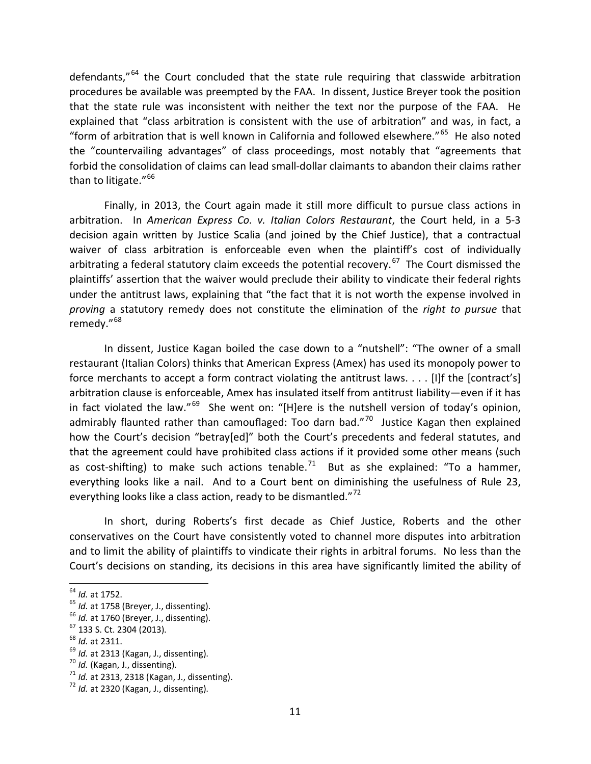defendants,"[64] the Court concluded that the state rule requiring that classwide arbitration procedures be available was preempted by the FAA. In dissent, Justice Breyer took the position that the state rule was inconsistent with neither the text nor the purpose of the FAA. He explained that "class arbitration is consistent with the use of arbitration" and was, in fact, a "form of arbitration that is well known in California and followed elsewhere."[65] He also noted the "countervailing advantages" of class proceedings, most notably that "agreements that forbid the consolidation of claims can lead small-dollar claimants to abandon their claims rather than to litigate."[66]

Finally, in 2013, the Court again made it still more difficult to pursue class actions in arbitration. In *American Express Co. v. Italian Colors Restaurant*, the Court held, in a 5-3 decision again written by Justice Scalia (and joined by the Chief Justice), that a contractual waiver of class arbitration is enforceable even when the plaintiff's cost of individually arbitrating a federal statutory claim exceeds the potential recovery.[67] The Court dismissed the plaintiffs' assertion that the waiver would preclude their ability to vindicate their federal rights under the antitrust laws, explaining that "the fact that it is not worth the expense involved in *proving* a statutory remedy does not constitute the elimination of the *right to pursue* that remedy."[68]

In dissent, Justice Kagan boiled the case down to a "nutshell": "The owner of a small restaurant (Italian Colors) thinks that American Express (Amex) has used its monopoly power to force merchants to accept a form contract violating the antitrust laws. . . . [I]f the [contract's] arbitration clause is enforceable, Amex has insulated itself from antitrust liability—even if it has in fact violated the law."[69] She went on: "[H]ere is the nutshell version of today's opinion, admirably flaunted rather than camouflaged: Too darn bad."[70] Justice Kagan then explained how the Court's decision "betray[ed]" both the Court's precedents and federal statutes, and that the agreement could have prohibited class actions if it provided some other means (such as cost-shifting) to make such actions tenable.[71] But as she explained: "To a hammer, everything looks like a nail. And to a Court bent on diminishing the usefulness of Rule 23, everything looks like a class action, ready to be dismantled."[72]

In short, during Roberts's first decade as Chief Justice, Roberts and the other conservatives on the Court have consistently voted to channel more disputes into arbitration and to limit the ability of plaintiffs to vindicate their rights in arbitral forums. No less than the Court's decisions on standing, its decisions in this area have significantly limited the ability of

---

[64] *Id.* at 1752.
[65] *Id.* at 1758 (Breyer, J., dissenting).
[66] *Id.* at 1760 (Breyer, J., dissenting).
[67] 133 S. Ct. 2304 (2013).
[68] *Id.* at 2311.
[69] *Id.* at 2313 (Kagan, J., dissenting).
[70] *Id.* (Kagan, J., dissenting).
[71] *Id.* at 2313, 2318 (Kagan, J., dissenting).
[72] *Id.* at 2320 (Kagan, J., dissenting).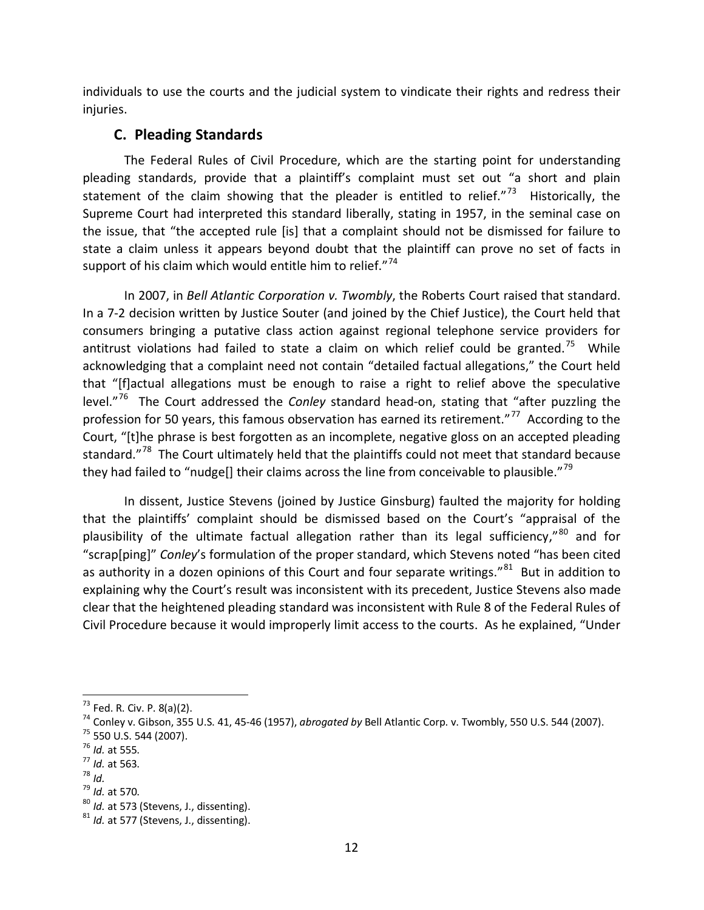individuals to use the courts and the judicial system to vindicate their rights and redress their injuries.

### C. Pleading Standards

The Federal Rules of Civil Procedure, which are the starting point for understanding pleading standards, provide that a plaintiff's complaint must set out "a short and plain statement of the claim showing that the pleader is entitled to relief."[73] Historically, the Supreme Court had interpreted this standard liberally, stating in 1957, in the seminal case on the issue, that "the accepted rule [is] that a complaint should not be dismissed for failure to state a claim unless it appears beyond doubt that the plaintiff can prove no set of facts in support of his claim which would entitle him to relief."[74]

In 2007, in *Bell Atlantic Corporation v. Twombly*, the Roberts Court raised that standard. In a 7-2 decision written by Justice Souter (and joined by the Chief Justice), the Court held that consumers bringing a putative class action against regional telephone service providers for antitrust violations had failed to state a claim on which relief could be granted.[75] While acknowledging that a complaint need not contain "detailed factual allegations," the Court held that "[f]actual allegations must be enough to raise a right to relief above the speculative level."[76] The Court addressed the *Conley* standard head-on, stating that "after puzzling the profession for 50 years, this famous observation has earned its retirement."[77] According to the Court, "[t]he phrase is best forgotten as an incomplete, negative gloss on an accepted pleading standard."[78] The Court ultimately held that the plaintiffs could not meet that standard because they had failed to "nudge[] their claims across the line from conceivable to plausible."[79]

In dissent, Justice Stevens (joined by Justice Ginsburg) faulted the majority for holding that the plaintiffs' complaint should be dismissed based on the Court's "appraisal of the plausibility of the ultimate factual allegation rather than its legal sufficiency,"[80] and for "scrap[ping]" *Conley*'s formulation of the proper standard, which Stevens noted "has been cited as authority in a dozen opinions of this Court and four separate writings."[81] But in addition to explaining why the Court's result was inconsistent with its precedent, Justice Stevens also made clear that the heightened pleading standard was inconsistent with Rule 8 of the Federal Rules of Civil Procedure because it would improperly limit access to the courts. As he explained, "Under

---

[73] Fed. R. Civ. P. 8(a)(2).

[74] Conley v. Gibson, 355 U.S. 41, 45-46 (1957), *abrogated by* Bell Atlantic Corp. v. Twombly, 550 U.S. 544 (2007).

[75] 550 U.S. 544 (2007).

[76] *Id.* at 555.

[77] *Id.* at 563.

[78] *Id.*

[79] *Id.* at 570.

[80] *Id.* at 573 (Stevens, J., dissenting).

[81] *Id.* at 577 (Stevens, J., dissenting).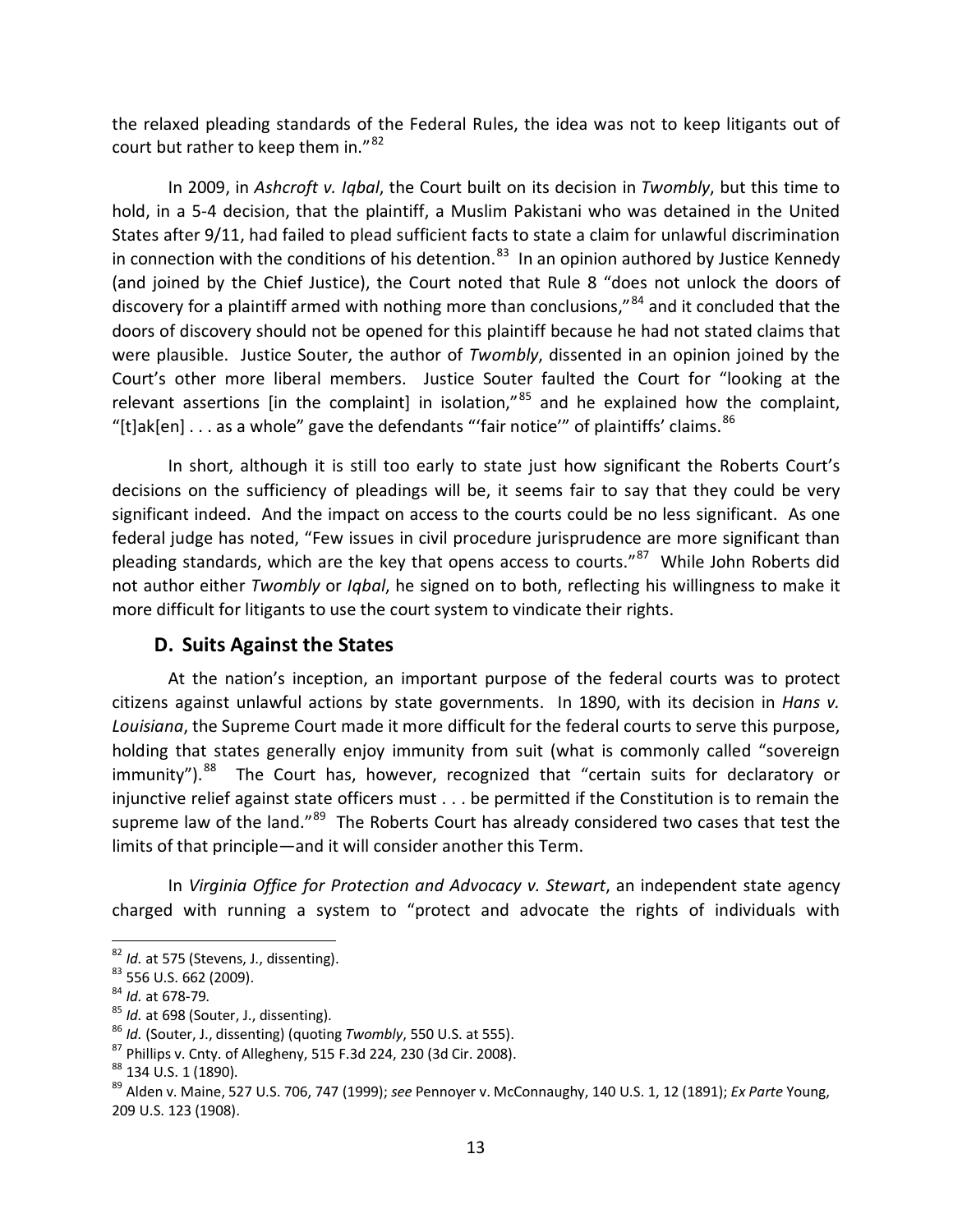the relaxed pleading standards of the Federal Rules, the idea was not to keep litigants out of court but rather to keep them in."[82]

In 2009, in *Ashcroft v. Iqbal*, the Court built on its decision in *Twombly*, but this time to hold, in a 5-4 decision, that the plaintiff, a Muslim Pakistani who was detained in the United States after 9/11, had failed to plead sufficient facts to state a claim for unlawful discrimination in connection with the conditions of his detention.[83] In an opinion authored by Justice Kennedy (and joined by the Chief Justice), the Court noted that Rule 8 "does not unlock the doors of discovery for a plaintiff armed with nothing more than conclusions,"[84] and it concluded that the doors of discovery should not be opened for this plaintiff because he had not stated claims that were plausible. Justice Souter, the author of *Twombly*, dissented in an opinion joined by the Court's other more liberal members. Justice Souter faulted the Court for "looking at the relevant assertions [in the complaint] in isolation,"[85] and he explained how the complaint, "[t]ak[en] . . . as a whole" gave the defendants "'fair notice'" of plaintiffs' claims.[86]

In short, although it is still too early to state just how significant the Roberts Court's decisions on the sufficiency of pleadings will be, it seems fair to say that they could be very significant indeed. And the impact on access to the courts could be no less significant. As one federal judge has noted, "Few issues in civil procedure jurisprudence are more significant than pleading standards, which are the key that opens access to courts."[87] While John Roberts did not author either *Twombly* or *Iqbal*, he signed on to both, reflecting his willingness to make it more difficult for litigants to use the court system to vindicate their rights.

### D. Suits Against the States

At the nation's inception, an important purpose of the federal courts was to protect citizens against unlawful actions by state governments. In 1890, with its decision in *Hans v. Louisiana*, the Supreme Court made it more difficult for the federal courts to serve this purpose, holding that states generally enjoy immunity from suit (what is commonly called "sovereign immunity").[88] The Court has, however, recognized that "certain suits for declaratory or injunctive relief against state officers must . . . be permitted if the Constitution is to remain the supreme law of the land."[89] The Roberts Court has already considered two cases that test the limits of that principle—and it will consider another this Term.

In *Virginia Office for Protection and Advocacy v. Stewart*, an independent state agency charged with running a system to "protect and advocate the rights of individuals with

---

[82] *Id.* at 575 (Stevens, J., dissenting).

[83] 556 U.S. 662 (2009).

[84] *Id.* at 678-79.

[85] *Id.* at 698 (Souter, J., dissenting).

[86] *Id.* (Souter, J., dissenting) (quoting *Twombly*, 550 U.S. at 555).

[87] Phillips v. Cnty. of Allegheny, 515 F.3d 224, 230 (3d Cir. 2008).

[88] 134 U.S. 1 (1890).

[89] Alden v. Maine, 527 U.S. 706, 747 (1999); *see* Pennoyer v. McConnaughy, 140 U.S. 1, 12 (1891); *Ex Parte* Young, 209 U.S. 123 (1908).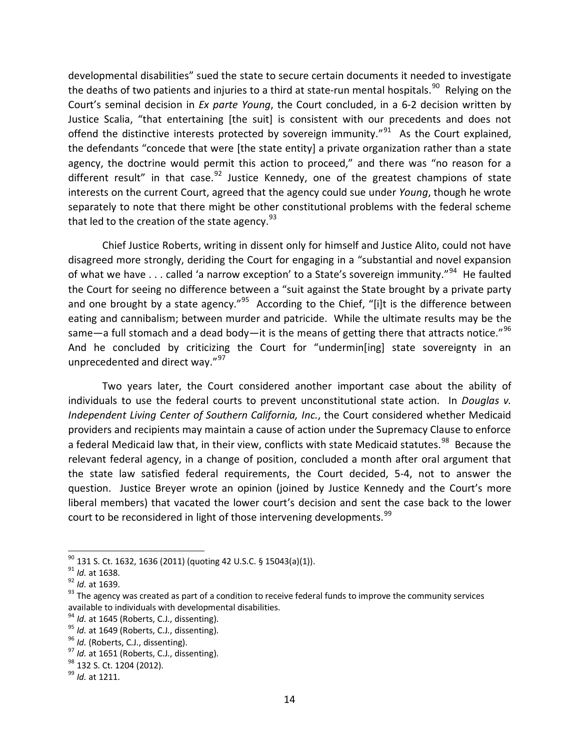developmental disabilities" sued the state to secure certain documents it needed to investigate the deaths of two patients and injuries to a third at state-run mental hospitals.[90] Relying on the Court's seminal decision in *Ex parte Young*, the Court concluded, in a 6-2 decision written by Justice Scalia, "that entertaining [the suit] is consistent with our precedents and does not offend the distinctive interests protected by sovereign immunity."[91] As the Court explained, the defendants "concede that were [the state entity] a private organization rather than a state agency, the doctrine would permit this action to proceed," and there was "no reason for a different result" in that case.[92] Justice Kennedy, one of the greatest champions of state interests on the current Court, agreed that the agency could sue under *Young*, though he wrote separately to note that there might be other constitutional problems with the federal scheme that led to the creation of the state agency.[93]

Chief Justice Roberts, writing in dissent only for himself and Justice Alito, could not have disagreed more strongly, deriding the Court for engaging in a "substantial and novel expansion of what we have . . . called 'a narrow exception' to a State's sovereign immunity."[94] He faulted the Court for seeing no difference between a "suit against the State brought by a private party and one brought by a state agency."[95] According to the Chief, "[i]t is the difference between eating and cannibalism; between murder and patricide. While the ultimate results may be the same—a full stomach and a dead body—it is the means of getting there that attracts notice."[96] And he concluded by criticizing the Court for "undermin[ing] state sovereignty in an unprecedented and direct way."[97]

Two years later, the Court considered another important case about the ability of individuals to use the federal courts to prevent unconstitutional state action. In *Douglas v. Independent Living Center of Southern California, Inc.*, the Court considered whether Medicaid providers and recipients may maintain a cause of action under the Supremacy Clause to enforce a federal Medicaid law that, in their view, conflicts with state Medicaid statutes.[98] Because the relevant federal agency, in a change of position, concluded a month after oral argument that the state law satisfied federal requirements, the Court decided, 5-4, not to answer the question. Justice Breyer wrote an opinion (joined by Justice Kennedy and the Court's more liberal members) that vacated the lower court's decision and sent the case back to the lower court to be reconsidered in light of those intervening developments.[99]

---

[90] 131 S. Ct. 1632, 1636 (2011) (quoting 42 U.S.C. § 15043(a)(1)).

[91] *Id.* at 1638.

[92] *Id.* at 1639.

[93] The agency was created as part of a condition to receive federal funds to improve the community services available to individuals with developmental disabilities.

[94] *Id.* at 1645 (Roberts, C.J., dissenting).

[95] *Id.* at 1649 (Roberts, C.J., dissenting).

[96] *Id.* (Roberts, C.J., dissenting).

[97] *Id.* at 1651 (Roberts, C.J., dissenting).

[98] 132 S. Ct. 1204 (2012).

[99] *Id.* at 1211.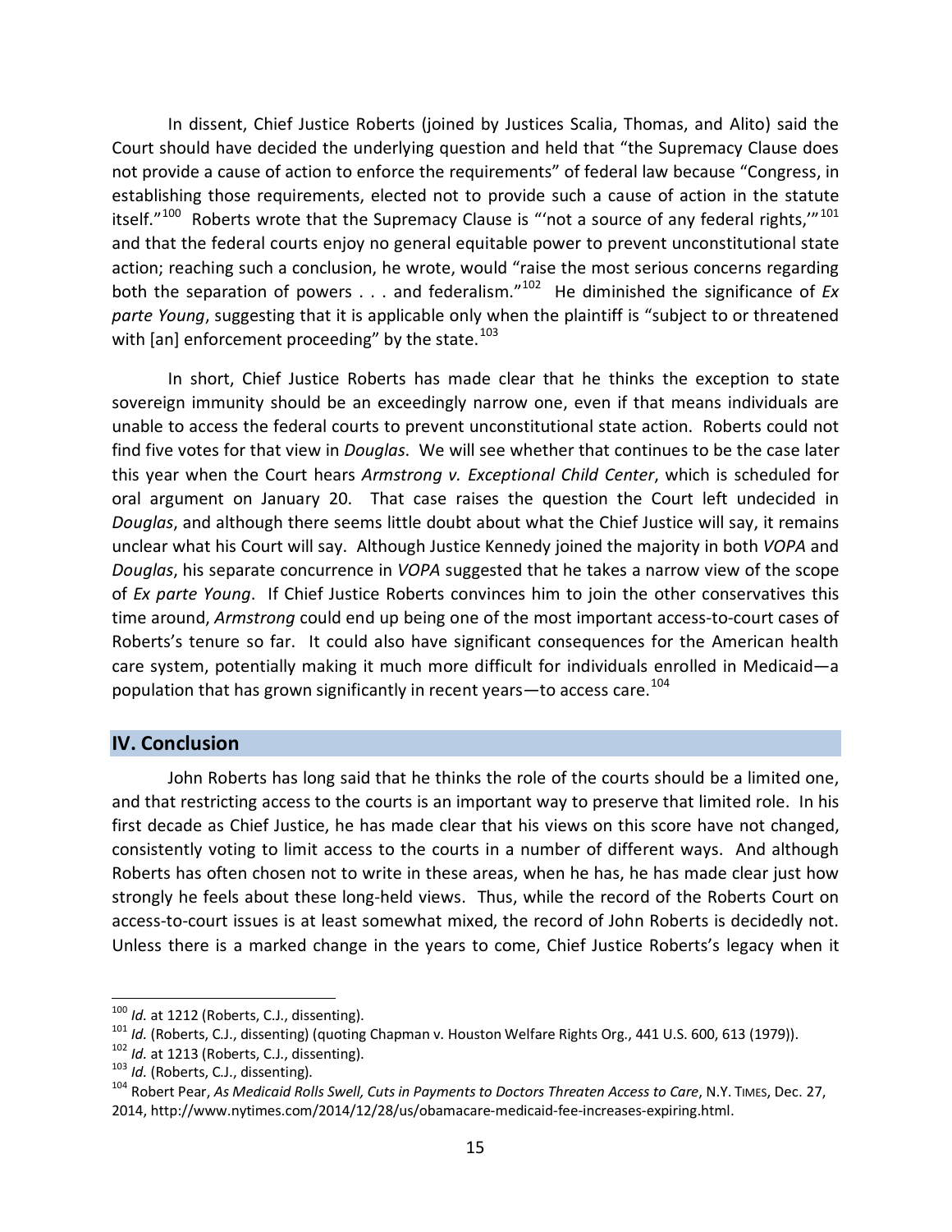In dissent, Chief Justice Roberts (joined by Justices Scalia, Thomas, and Alito) said the Court should have decided the underlying question and held that "the Supremacy Clause does not provide a cause of action to enforce the requirements" of federal law because "Congress, in establishing those requirements, elected not to provide such a cause of action in the statute itself."[100] Roberts wrote that the Supremacy Clause is "'not a source of any federal rights,'"[101] and that the federal courts enjoy no general equitable power to prevent unconstitutional state action; reaching such a conclusion, he wrote, would "raise the most serious concerns regarding both the separation of powers . . . and federalism."[102] He diminished the significance of *Ex parte Young*, suggesting that it is applicable only when the plaintiff is "subject to or threatened with [an] enforcement proceeding" by the state.[103]

In short, Chief Justice Roberts has made clear that he thinks the exception to state sovereign immunity should be an exceedingly narrow one, even if that means individuals are unable to access the federal courts to prevent unconstitutional state action. Roberts could not find five votes for that view in *Douglas*. We will see whether that continues to be the case later this year when the Court hears *Armstrong v. Exceptional Child Center*, which is scheduled for oral argument on January 20. That case raises the question the Court left undecided in *Douglas*, and although there seems little doubt about what the Chief Justice will say, it remains unclear what his Court will say. Although Justice Kennedy joined the majority in both *VOPA* and *Douglas*, his separate concurrence in *VOPA* suggested that he takes a narrow view of the scope of *Ex parte Young*. If Chief Justice Roberts convinces him to join the other conservatives this time around, *Armstrong* could end up being one of the most important access-to-court cases of Roberts's tenure so far. It could also have significant consequences for the American health care system, potentially making it much more difficult for individuals enrolled in Medicaid—a population that has grown significantly in recent years—to access care.[104]

## IV. Conclusion

John Roberts has long said that he thinks the role of the courts should be a limited one, and that restricting access to the courts is an important way to preserve that limited role. In his first decade as Chief Justice, he has made clear that his views on this score have not changed, consistently voting to limit access to the courts in a number of different ways. And although Roberts has often chosen not to write in these areas, when he has, he has made clear just how strongly he feels about these long-held views. Thus, while the record of the Roberts Court on access-to-court issues is at least somewhat mixed, the record of John Roberts is decidedly not. Unless there is a marked change in the years to come, Chief Justice Roberts's legacy when it

---

[100] *Id.* at 1212 (Roberts, C.J., dissenting).

[101] *Id.* (Roberts, C.J., dissenting) (quoting Chapman v. Houston Welfare Rights Org., 441 U.S. 600, 613 (1979)).

[102] *Id.* at 1213 (Roberts, C.J., dissenting).

[103] *Id.* (Roberts, C.J., dissenting).

[104] Robert Pear, *As Medicaid Rolls Swell, Cuts in Payments to Doctors Threaten Access to Care*, N.Y. TIMES, Dec. 27, 2014, http://www.nytimes.com/2014/12/28/us/obamacare-medicaid-fee-increases-expiring.html.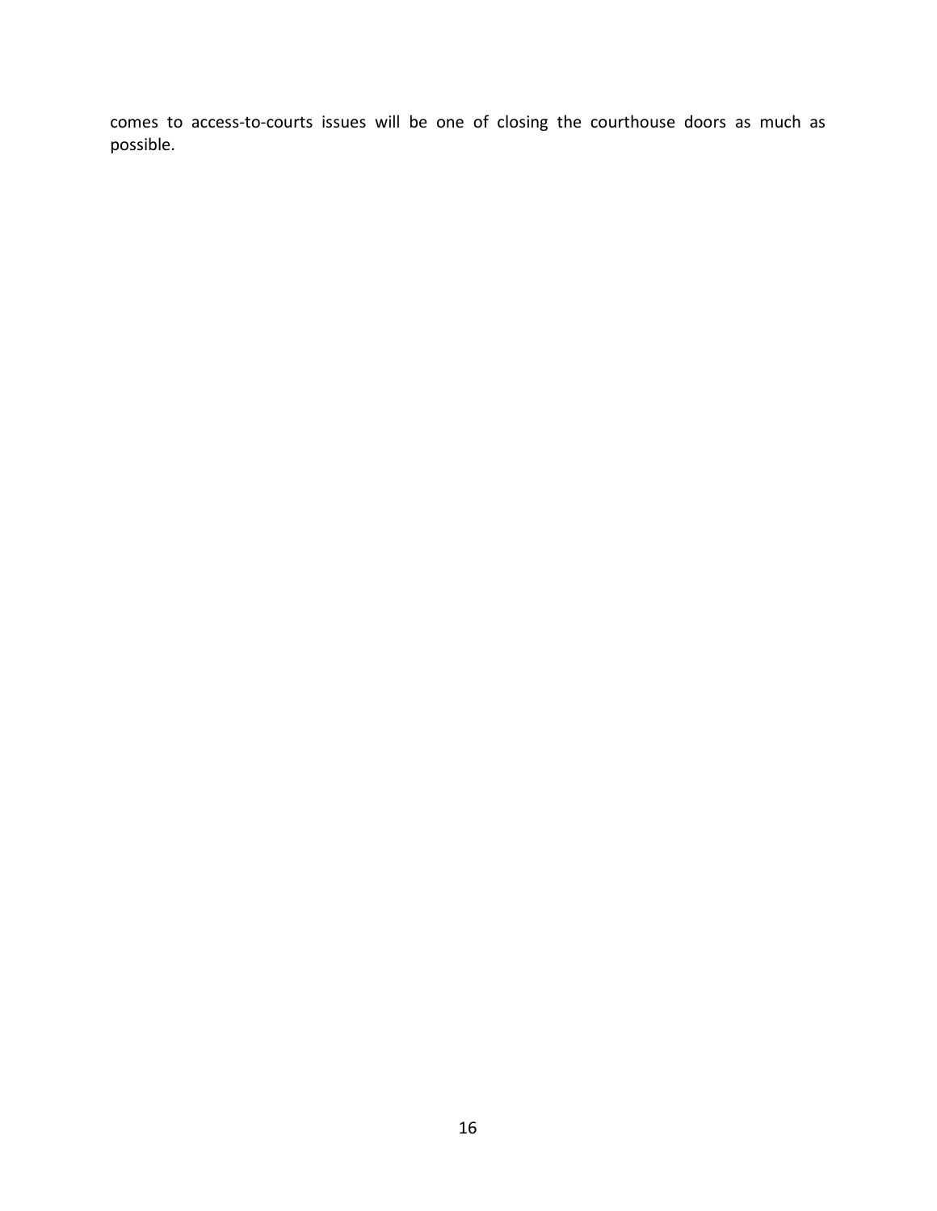comes to access-to-courts issues will be one of closing the courthouse doors as much as possible.